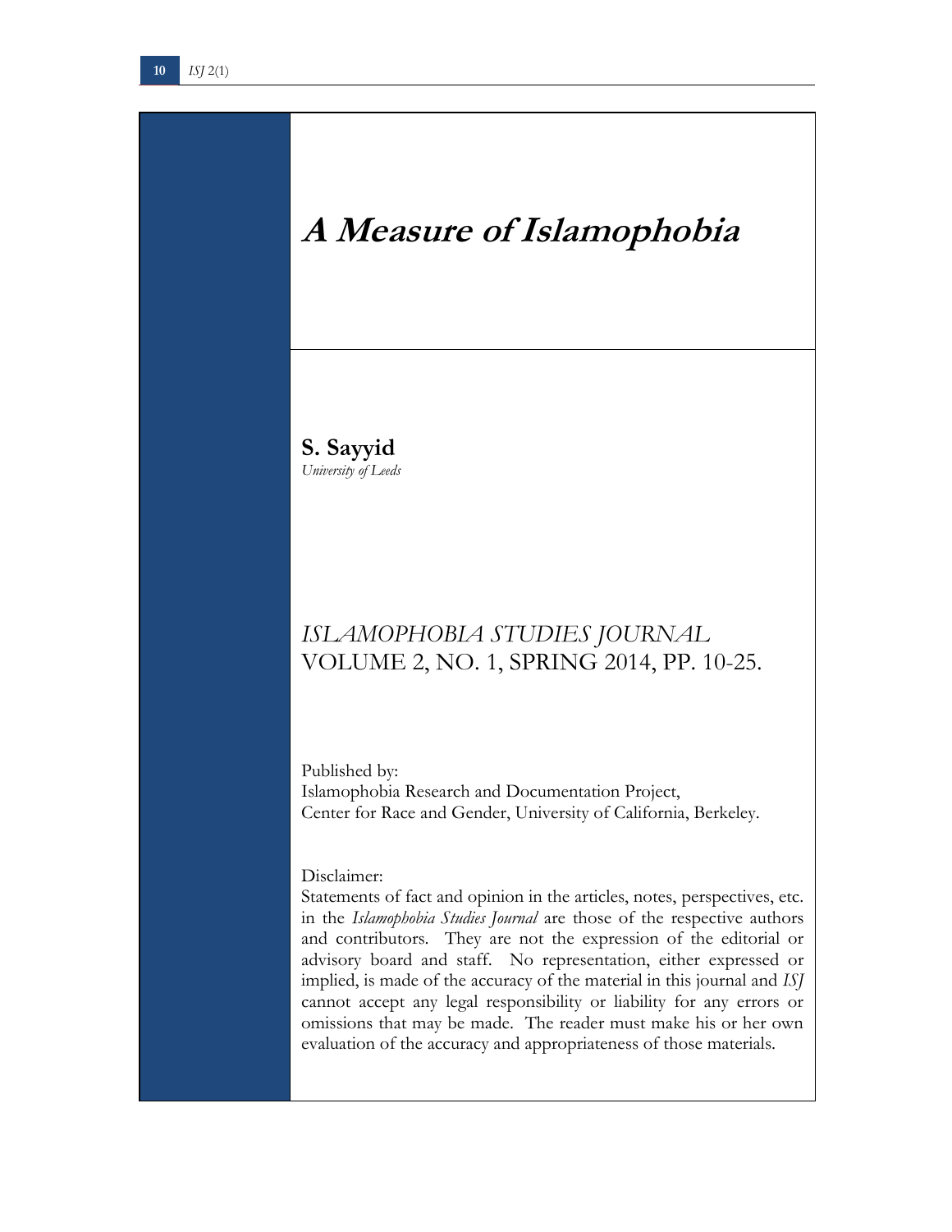# *A Measure of Islamophobia*

**S. Sayyid**
*University of Leeds*

*ISLAMOPHOBIA STUDIES JOURNAL*
VOLUME 2, NO. 1, SPRING 2014, PP. 10-25.

Published by:
Islamophobia Research and Documentation Project,
Center for Race and Gender, University of California, Berkeley.

Disclaimer:
Statements of fact and opinion in the articles, notes, perspectives, etc. in the *Islamophobia Studies Journal* are those of the respective authors and contributors. They are not the expression of the editorial or advisory board and staff. No representation, either expressed or implied, is made of the accuracy of the material in this journal and *ISJ* cannot accept any legal responsibility or liability for any errors or omissions that may be made. The reader must make his or her own evaluation of the accuracy and appropriateness of those materials.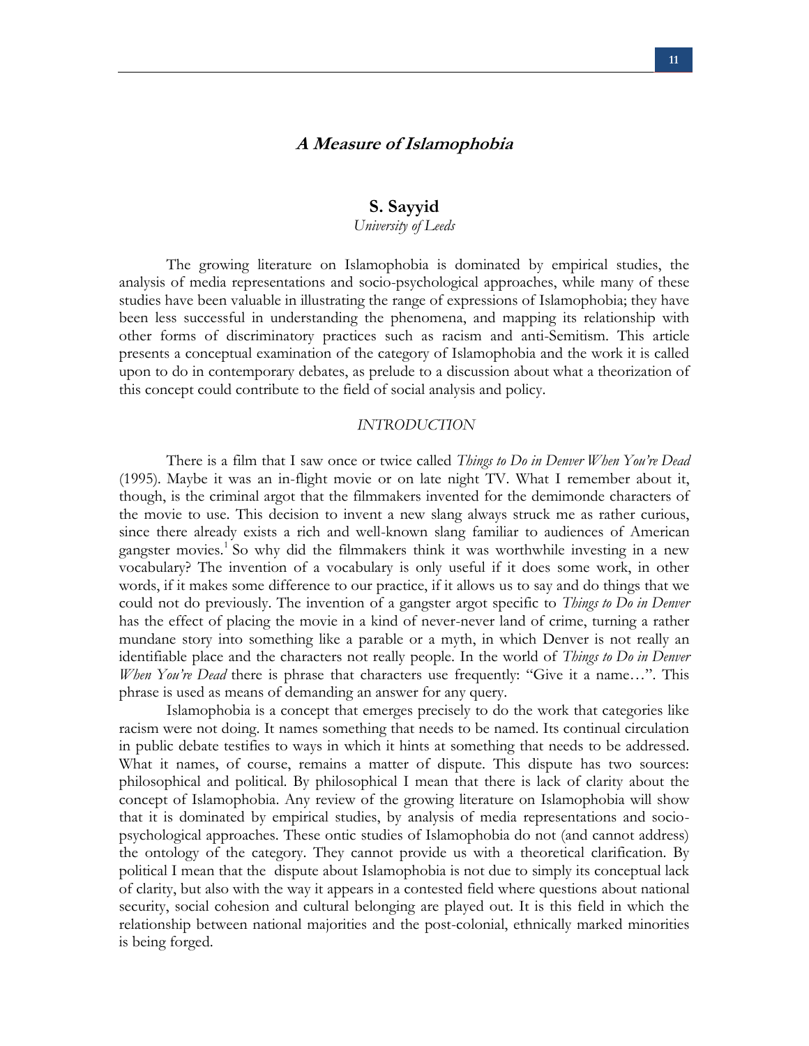## *A Measure of Islamophobia*

**S. Sayyid**

*University of Leeds*

The growing literature on Islamophobia is dominated by empirical studies, the analysis of media representations and socio-psychological approaches, while many of these studies have been valuable in illustrating the range of expressions of Islamophobia; they have been less successful in understanding the phenomena, and mapping its relationship with other forms of discriminatory practices such as racism and anti-Semitism. This article presents a conceptual examination of the category of Islamophobia and the work it is called upon to do in contemporary debates, as prelude to a discussion about what a theorization of this concept could contribute to the field of social analysis and policy.

### *INTRODUCTION*

There is a film that I saw once or twice called *Things to Do in Denver When You're Dead* (1995). Maybe it was an in-flight movie or on late night TV. What I remember about it, though, is the criminal argot that the filmmakers invented for the demimonde characters of the movie to use. This decision to invent a new slang always struck me as rather curious, since there already exists a rich and well-known slang familiar to audiences of American gangster movies.[1] So why did the filmmakers think it was worthwhile investing in a new vocabulary? The invention of a vocabulary is only useful if it does some work, in other words, if it makes some difference to our practice, if it allows us to say and do things that we could not do previously. The invention of a gangster argot specific to *Things to Do in Denver* has the effect of placing the movie in a kind of never-never land of crime, turning a rather mundane story into something like a parable or a myth, in which Denver is not really an identifiable place and the characters not really people. In the world of *Things to Do in Denver When You're Dead* there is phrase that characters use frequently: "Give it a name…". This phrase is used as means of demanding an answer for any query.

Islamophobia is a concept that emerges precisely to do the work that categories like racism were not doing. It names something that needs to be named. Its continual circulation in public debate testifies to ways in which it hints at something that needs to be addressed. What it names, of course, remains a matter of dispute. This dispute has two sources: philosophical and political. By philosophical I mean that there is lack of clarity about the concept of Islamophobia. Any review of the growing literature on Islamophobia will show that it is dominated by empirical studies, by analysis of media representations and socio-psychological approaches. These ontic studies of Islamophobia do not (and cannot address) the ontology of the category. They cannot provide us with a theoretical clarification. By political I mean that the dispute about Islamophobia is not due to simply its conceptual lack of clarity, but also with the way it appears in a contested field where questions about national security, social cohesion and cultural belonging are played out. It is this field in which the relationship between national majorities and the post-colonial, ethnically marked minorities is being forged.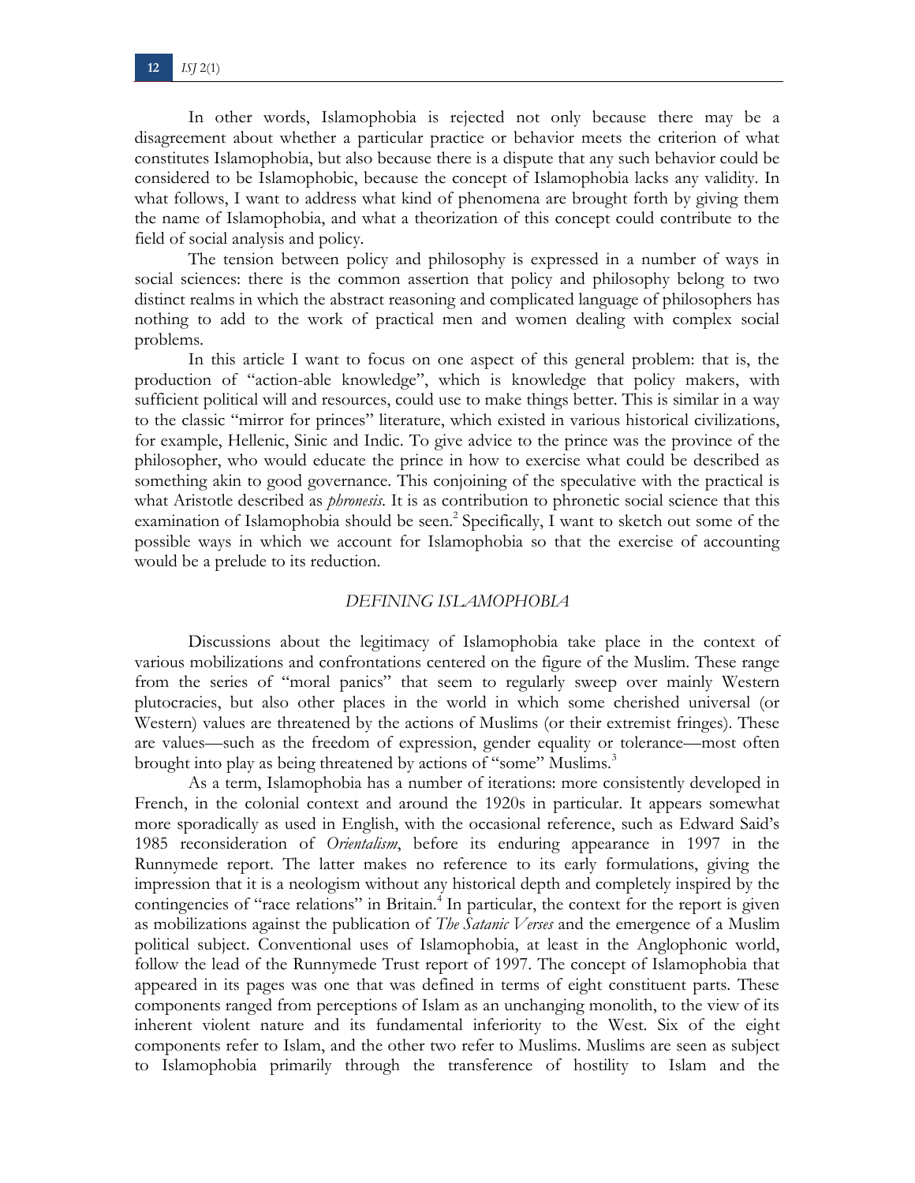In other words, Islamophobia is rejected not only because there may be a disagreement about whether a particular practice or behavior meets the criterion of what constitutes Islamophobia, but also because there is a dispute that any such behavior could be considered to be Islamophobic, because the concept of Islamophobia lacks any validity. In what follows, I want to address what kind of phenomena are brought forth by giving them the name of Islamophobia, and what a theorization of this concept could contribute to the field of social analysis and policy.

The tension between policy and philosophy is expressed in a number of ways in social sciences: there is the common assertion that policy and philosophy belong to two distinct realms in which the abstract reasoning and complicated language of philosophers has nothing to add to the work of practical men and women dealing with complex social problems.

In this article I want to focus on one aspect of this general problem: that is, the production of "action-able knowledge", which is knowledge that policy makers, with sufficient political will and resources, could use to make things better. This is similar in a way to the classic "mirror for princes" literature, which existed in various historical civilizations, for example, Hellenic, Sinic and Indic. To give advice to the prince was the province of the philosopher, who would educate the prince in how to exercise what could be described as something akin to good governance. This conjoining of the speculative with the practical is what Aristotle described as *phronesis*. It is as contribution to phronetic social science that this examination of Islamophobia should be seen.[2] Specifically, I want to sketch out some of the possible ways in which we account for Islamophobia so that the exercise of accounting would be a prelude to its reduction.

## *DEFINING ISLAMOPHOBIA*

Discussions about the legitimacy of Islamophobia take place in the context of various mobilizations and confrontations centered on the figure of the Muslim. These range from the series of "moral panics" that seem to regularly sweep over mainly Western plutocracies, but also other places in the world in which some cherished universal (or Western) values are threatened by the actions of Muslims (or their extremist fringes). These are values—such as the freedom of expression, gender equality or tolerance—most often brought into play as being threatened by actions of "some" Muslims.[3]

As a term, Islamophobia has a number of iterations: more consistently developed in French, in the colonial context and around the 1920s in particular. It appears somewhat more sporadically as used in English, with the occasional reference, such as Edward Said's 1985 reconsideration of *Orientalism*, before its enduring appearance in 1997 in the Runnymede report. The latter makes no reference to its early formulations, giving the impression that it is a neologism without any historical depth and completely inspired by the contingencies of "race relations" in Britain.[4] In particular, the context for the report is given as mobilizations against the publication of *The Satanic Verses* and the emergence of a Muslim political subject. Conventional uses of Islamophobia, at least in the Anglophonic world, follow the lead of the Runnymede Trust report of 1997. The concept of Islamophobia that appeared in its pages was one that was defined in terms of eight constituent parts. These components ranged from perceptions of Islam as an unchanging monolith, to the view of its inherent violent nature and its fundamental inferiority to the West. Six of the eight components refer to Islam, and the other two refer to Muslims. Muslims are seen as subject to Islamophobia primarily through the transference of hostility to Islam and the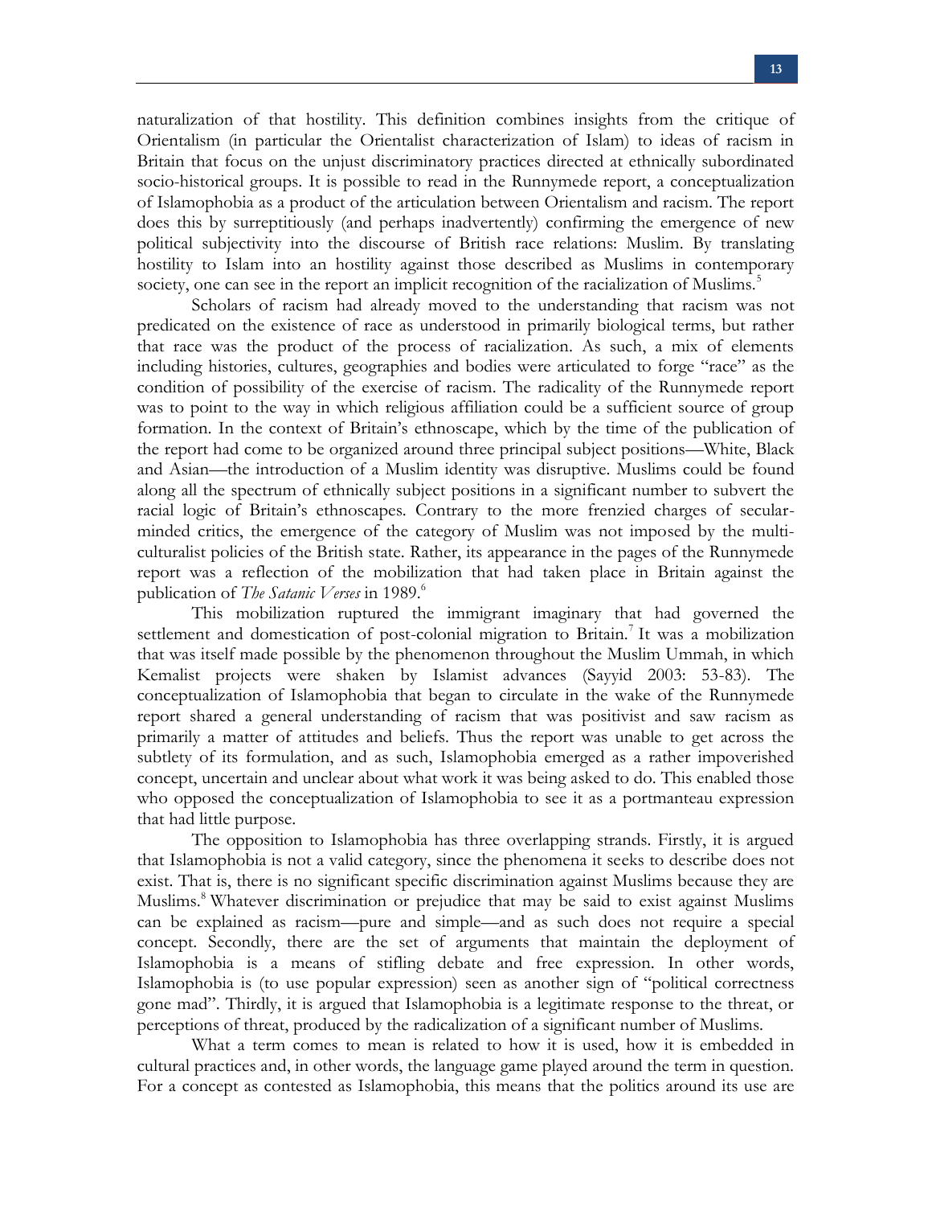naturalization of that hostility. This definition combines insights from the critique of Orientalism (in particular the Orientalist characterization of Islam) to ideas of racism in Britain that focus on the unjust discriminatory practices directed at ethnically subordinated socio-historical groups. It is possible to read in the Runnymede report, a conceptualization of Islamophobia as a product of the articulation between Orientalism and racism. The report does this by surreptitiously (and perhaps inadvertently) confirming the emergence of new political subjectivity into the discourse of British race relations: Muslim. By translating hostility to Islam into an hostility against those described as Muslims in contemporary society, one can see in the report an implicit recognition of the racialization of Muslims.[5]

Scholars of racism had already moved to the understanding that racism was not predicated on the existence of race as understood in primarily biological terms, but rather that race was the product of the process of racialization. As such, a mix of elements including histories, cultures, geographies and bodies were articulated to forge "race" as the condition of possibility of the exercise of racism. The radicality of the Runnymede report was to point to the way in which religious affiliation could be a sufficient source of group formation. In the context of Britain's ethnoscape, which by the time of the publication of the report had come to be organized around three principal subject positions—White, Black and Asian—the introduction of a Muslim identity was disruptive. Muslims could be found along all the spectrum of ethnically subject positions in a significant number to subvert the racial logic of Britain's ethnoscapes. Contrary to the more frenzied charges of secular-minded critics, the emergence of the category of Muslim was not imposed by the multi-culturalist policies of the British state. Rather, its appearance in the pages of the Runnymede report was a reflection of the mobilization that had taken place in Britain against the publication of *The Satanic Verses* in 1989.[6]

This mobilization ruptured the immigrant imaginary that had governed the settlement and domestication of post-colonial migration to Britain.[7] It was a mobilization that was itself made possible by the phenomenon throughout the Muslim Ummah, in which Kemalist projects were shaken by Islamist advances (Sayyid 2003: 53-83). The conceptualization of Islamophobia that began to circulate in the wake of the Runnymede report shared a general understanding of racism that was positivist and saw racism as primarily a matter of attitudes and beliefs. Thus the report was unable to get across the subtlety of its formulation, and as such, Islamophobia emerged as a rather impoverished concept, uncertain and unclear about what work it was being asked to do. This enabled those who opposed the conceptualization of Islamophobia to see it as a portmanteau expression that had little purpose.

The opposition to Islamophobia has three overlapping strands. Firstly, it is argued that Islamophobia is not a valid category, since the phenomena it seeks to describe does not exist. That is, there is no significant specific discrimination against Muslims because they are Muslims.[8] Whatever discrimination or prejudice that may be said to exist against Muslims can be explained as racism—pure and simple—and as such does not require a special concept. Secondly, there are the set of arguments that maintain the deployment of Islamophobia is a means of stifling debate and free expression. In other words, Islamophobia is (to use popular expression) seen as another sign of "political correctness gone mad". Thirdly, it is argued that Islamophobia is a legitimate response to the threat, or perceptions of threat, produced by the radicalization of a significant number of Muslims.

What a term comes to mean is related to how it is used, how it is embedded in cultural practices and, in other words, the language game played around the term in question. For a concept as contested as Islamophobia, this means that the politics around its use are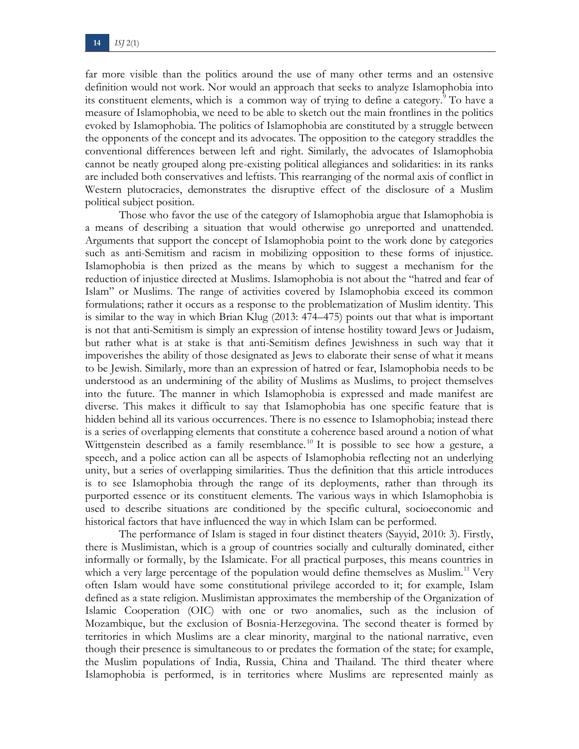far more visible than the politics around the use of many other terms and an ostensive definition would not work. Nor would an approach that seeks to analyze Islamophobia into its constituent elements, which is a common way of trying to define a category.[9] To have a measure of Islamophobia, we need to be able to sketch out the main frontlines in the politics evoked by Islamophobia. The politics of Islamophobia are constituted by a struggle between the opponents of the concept and its advocates. The opposition to the category straddles the conventional differences between left and right. Similarly, the advocates of Islamophobia cannot be neatly grouped along pre-existing political allegiances and solidarities: in its ranks are included both conservatives and leftists. This rearranging of the normal axis of conflict in Western plutocracies, demonstrates the disruptive effect of the disclosure of a Muslim political subject position.

Those who favor the use of the category of Islamophobia argue that Islamophobia is a means of describing a situation that would otherwise go unreported and unattended. Arguments that support the concept of Islamophobia point to the work done by categories such as anti-Semitism and racism in mobilizing opposition to these forms of injustice. Islamophobia is then prized as the means by which to suggest a mechanism for the reduction of injustice directed at Muslims. Islamophobia is not about the "hatred and fear of Islam" or Muslims. The range of activities covered by Islamophobia exceed its common formulations; rather it occurs as a response to the problematization of Muslim identity. This is similar to the way in which Brian Klug (2013: 474–475) points out that what is important is not that anti-Semitism is simply an expression of intense hostility toward Jews or Judaism, but rather what is at stake is that anti-Semitism defines Jewishness in such way that it impoverishes the ability of those designated as Jews to elaborate their sense of what it means to be Jewish. Similarly, more than an expression of hatred or fear, Islamophobia needs to be understood as an undermining of the ability of Muslims as Muslims, to project themselves into the future. The manner in which Islamophobia is expressed and made manifest are diverse. This makes it difficult to say that Islamophobia has one specific feature that is hidden behind all its various occurrences. There is no essence to Islamophobia; instead there is a series of overlapping elements that constitute a coherence based around a notion of what Wittgenstein described as a family resemblance.[10] It is possible to see how a gesture, a speech, and a police action can all be aspects of Islamophobia reflecting not an underlying unity, but a series of overlapping similarities. Thus the definition that this article introduces is to see Islamophobia through the range of its deployments, rather than through its purported essence or its constituent elements. The various ways in which Islamophobia is used to describe situations are conditioned by the specific cultural, socioeconomic and historical factors that have influenced the way in which Islam can be performed.

The performance of Islam is staged in four distinct theaters (Sayyid, 2010: 3). Firstly, there is Muslimistan, which is a group of countries socially and culturally dominated, either informally or formally, by the Islamicate. For all practical purposes, this means countries in which a very large percentage of the population would define themselves as Muslim.[11] Very often Islam would have some constitutional privilege accorded to it; for example, Islam defined as a state religion. Muslimistan approximates the membership of the Organization of Islamic Cooperation (OIC) with one or two anomalies, such as the inclusion of Mozambique, but the exclusion of Bosnia-Herzegovina. The second theater is formed by territories in which Muslims are a clear minority, marginal to the national narrative, even though their presence is simultaneous to or predates the formation of the state; for example, the Muslim populations of India, Russia, China and Thailand. The third theater where Islamophobia is performed, is in territories where Muslims are represented mainly as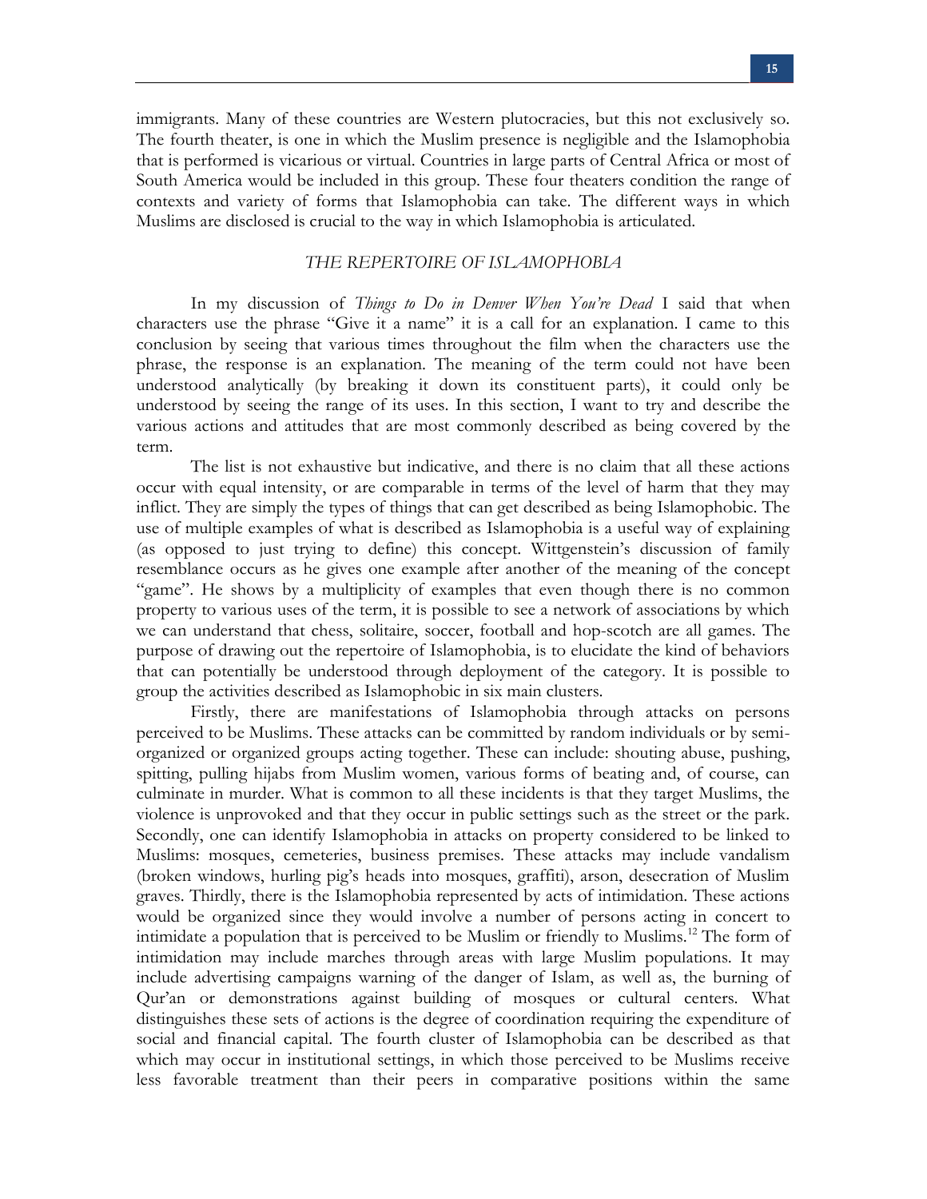immigrants. Many of these countries are Western plutocracies, but this not exclusively so. The fourth theater, is one in which the Muslim presence is negligible and the Islamophobia that is performed is vicarious or virtual. Countries in large parts of Central Africa or most of South America would be included in this group. These four theaters condition the range of contexts and variety of forms that Islamophobia can take. The different ways in which Muslims are disclosed is crucial to the way in which Islamophobia is articulated.

## *THE REPERTOIRE OF ISLAMOPHOBIA*

In my discussion of *Things to Do in Denver When You're Dead* I said that when characters use the phrase "Give it a name" it is a call for an explanation. I came to this conclusion by seeing that various times throughout the film when the characters use the phrase, the response is an explanation. The meaning of the term could not have been understood analytically (by breaking it down its constituent parts), it could only be understood by seeing the range of its uses. In this section, I want to try and describe the various actions and attitudes that are most commonly described as being covered by the term.

The list is not exhaustive but indicative, and there is no claim that all these actions occur with equal intensity, or are comparable in terms of the level of harm that they may inflict. They are simply the types of things that can get described as being Islamophobic. The use of multiple examples of what is described as Islamophobia is a useful way of explaining (as opposed to just trying to define) this concept. Wittgenstein's discussion of family resemblance occurs as he gives one example after another of the meaning of the concept "game". He shows by a multiplicity of examples that even though there is no common property to various uses of the term, it is possible to see a network of associations by which we can understand that chess, solitaire, soccer, football and hop-scotch are all games. The purpose of drawing out the repertoire of Islamophobia, is to elucidate the kind of behaviors that can potentially be understood through deployment of the category. It is possible to group the activities described as Islamophobic in six main clusters.

Firstly, there are manifestations of Islamophobia through attacks on persons perceived to be Muslims. These attacks can be committed by random individuals or by semi-organized or organized groups acting together. These can include: shouting abuse, pushing, spitting, pulling hijabs from Muslim women, various forms of beating and, of course, can culminate in murder. What is common to all these incidents is that they target Muslims, the violence is unprovoked and that they occur in public settings such as the street or the park. Secondly, one can identify Islamophobia in attacks on property considered to be linked to Muslims: mosques, cemeteries, business premises. These attacks may include vandalism (broken windows, hurling pig's heads into mosques, graffiti), arson, desecration of Muslim graves. Thirdly, there is the Islamophobia represented by acts of intimidation. These actions would be organized since they would involve a number of persons acting in concert to intimidate a population that is perceived to be Muslim or friendly to Muslims.[12] The form of intimidation may include marches through areas with large Muslim populations. It may include advertising campaigns warning of the danger of Islam, as well as, the burning of Qur'an or demonstrations against building of mosques or cultural centers. What distinguishes these sets of actions is the degree of coordination requiring the expenditure of social and financial capital. The fourth cluster of Islamophobia can be described as that which may occur in institutional settings, in which those perceived to be Muslims receive less favorable treatment than their peers in comparative positions within the same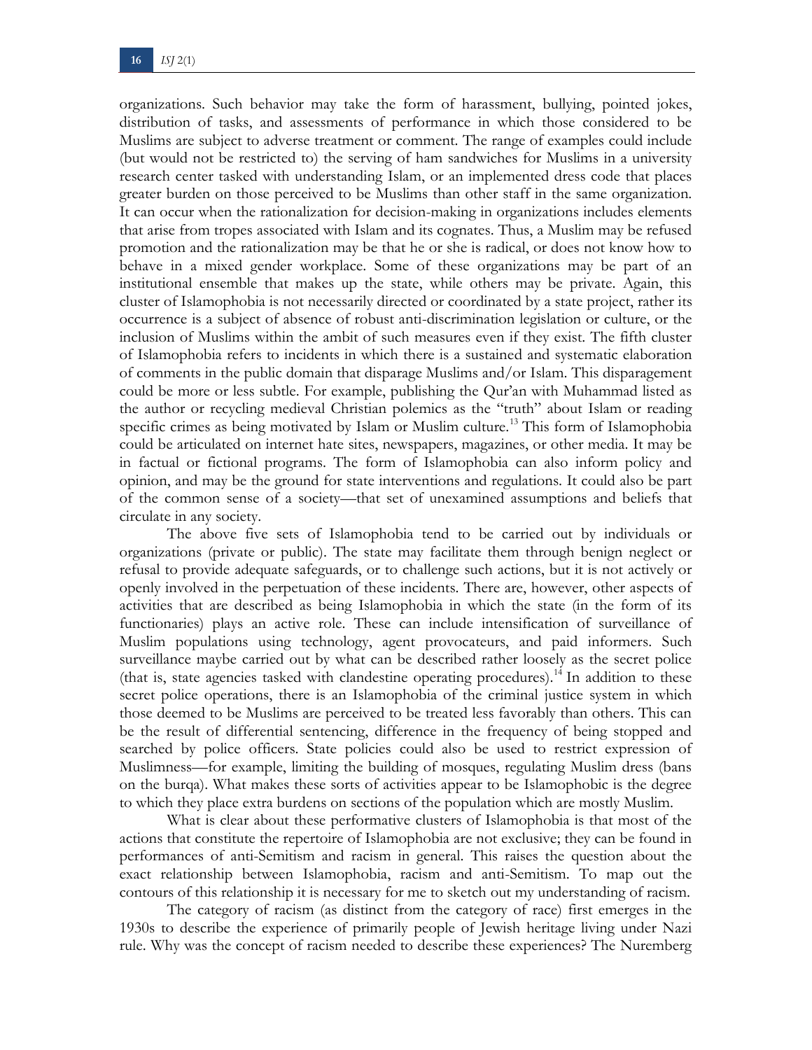organizations. Such behavior may take the form of harassment, bullying, pointed jokes, distribution of tasks, and assessments of performance in which those considered to be Muslims are subject to adverse treatment or comment. The range of examples could include (but would not be restricted to) the serving of ham sandwiches for Muslims in a university research center tasked with understanding Islam, or an implemented dress code that places greater burden on those perceived to be Muslims than other staff in the same organization. It can occur when the rationalization for decision-making in organizations includes elements that arise from tropes associated with Islam and its cognates. Thus, a Muslim may be refused promotion and the rationalization may be that he or she is radical, or does not know how to behave in a mixed gender workplace. Some of these organizations may be part of an institutional ensemble that makes up the state, while others may be private. Again, this cluster of Islamophobia is not necessarily directed or coordinated by a state project, rather its occurrence is a subject of absence of robust anti-discrimination legislation or culture, or the inclusion of Muslims within the ambit of such measures even if they exist. The fifth cluster of Islamophobia refers to incidents in which there is a sustained and systematic elaboration of comments in the public domain that disparage Muslims and/or Islam. This disparagement could be more or less subtle. For example, publishing the Qur'an with Muhammad listed as the author or recycling medieval Christian polemics as the "truth" about Islam or reading specific crimes as being motivated by Islam or Muslim culture.[13] This form of Islamophobia could be articulated on internet hate sites, newspapers, magazines, or other media. It may be in factual or fictional programs. The form of Islamophobia can also inform policy and opinion, and may be the ground for state interventions and regulations. It could also be part of the common sense of a society—that set of unexamined assumptions and beliefs that circulate in any society.

The above five sets of Islamophobia tend to be carried out by individuals or organizations (private or public). The state may facilitate them through benign neglect or refusal to provide adequate safeguards, or to challenge such actions, but it is not actively or openly involved in the perpetuation of these incidents. There are, however, other aspects of activities that are described as being Islamophobia in which the state (in the form of its functionaries) plays an active role. These can include intensification of surveillance of Muslim populations using technology, agent provocateurs, and paid informers. Such surveillance maybe carried out by what can be described rather loosely as the secret police (that is, state agencies tasked with clandestine operating procedures).[14] In addition to these secret police operations, there is an Islamophobia of the criminal justice system in which those deemed to be Muslims are perceived to be treated less favorably than others. This can be the result of differential sentencing, difference in the frequency of being stopped and searched by police officers. State policies could also be used to restrict expression of Muslimness—for example, limiting the building of mosques, regulating Muslim dress (bans on the burqa). What makes these sorts of activities appear to be Islamophobic is the degree to which they place extra burdens on sections of the population which are mostly Muslim.

What is clear about these performative clusters of Islamophobia is that most of the actions that constitute the repertoire of Islamophobia are not exclusive; they can be found in performances of anti-Semitism and racism in general. This raises the question about the exact relationship between Islamophobia, racism and anti-Semitism. To map out the contours of this relationship it is necessary for me to sketch out my understanding of racism.

The category of racism (as distinct from the category of race) first emerges in the 1930s to describe the experience of primarily people of Jewish heritage living under Nazi rule. Why was the concept of racism needed to describe these experiences? The Nuremberg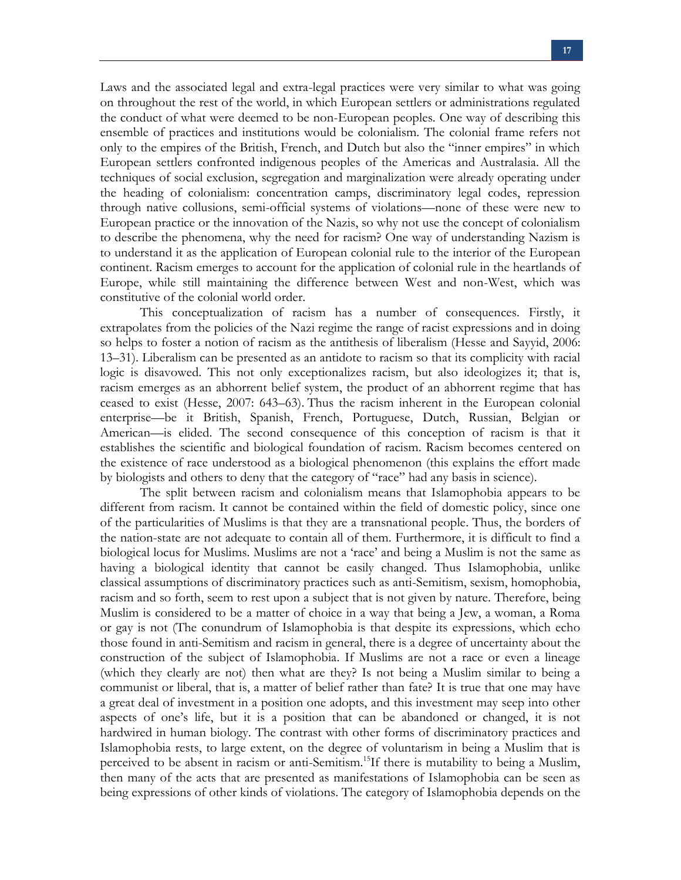Laws and the associated legal and extra-legal practices were very similar to what was going on throughout the rest of the world, in which European settlers or administrations regulated the conduct of what were deemed to be non-European peoples. One way of describing this ensemble of practices and institutions would be colonialism. The colonial frame refers not only to the empires of the British, French, and Dutch but also the "inner empires" in which European settlers confronted indigenous peoples of the Americas and Australasia. All the techniques of social exclusion, segregation and marginalization were already operating under the heading of colonialism: concentration camps, discriminatory legal codes, repression through native collusions, semi-official systems of violations—none of these were new to European practice or the innovation of the Nazis, so why not use the concept of colonialism to describe the phenomena, why the need for racism? One way of understanding Nazism is to understand it as the application of European colonial rule to the interior of the European continent. Racism emerges to account for the application of colonial rule in the heartlands of Europe, while still maintaining the difference between West and non-West, which was constitutive of the colonial world order.

This conceptualization of racism has a number of consequences. Firstly, it extrapolates from the policies of the Nazi regime the range of racist expressions and in doing so helps to foster a notion of racism as the antithesis of liberalism (Hesse and Sayyid, 2006: 13–31). Liberalism can be presented as an antidote to racism so that its complicity with racial logic is disavowed. This not only exceptionalizes racism, but also ideologizes it; that is, racism emerges as an abhorrent belief system, the product of an abhorrent regime that has ceased to exist (Hesse, 2007: 643–63). Thus the racism inherent in the European colonial enterprise—be it British, Spanish, French, Portuguese, Dutch, Russian, Belgian or American—is elided. The second consequence of this conception of racism is that it establishes the scientific and biological foundation of racism. Racism becomes centered on the existence of race understood as a biological phenomenon (this explains the effort made by biologists and others to deny that the category of "race" had any basis in science).

The split between racism and colonialism means that Islamophobia appears to be different from racism. It cannot be contained within the field of domestic policy, since one of the particularities of Muslims is that they are a transnational people. Thus, the borders of the nation-state are not adequate to contain all of them. Furthermore, it is difficult to find a biological locus for Muslims. Muslims are not a 'race' and being a Muslim is not the same as having a biological identity that cannot be easily changed. Thus Islamophobia, unlike classical assumptions of discriminatory practices such as anti-Semitism, sexism, homophobia, racism and so forth, seem to rest upon a subject that is not given by nature. Therefore, being Muslim is considered to be a matter of choice in a way that being a Jew, a woman, a Roma or gay is not (The conundrum of Islamophobia is that despite its expressions, which echo those found in anti-Semitism and racism in general, there is a degree of uncertainty about the construction of the subject of Islamophobia. If Muslims are not a race or even a lineage (which they clearly are not) then what are they? Is not being a Muslim similar to being a communist or liberal, that is, a matter of belief rather than fate? It is true that one may have a great deal of investment in a position one adopts, and this investment may seep into other aspects of one's life, but it is a position that can be abandoned or changed, it is not hardwired in human biology. The contrast with other forms of discriminatory practices and Islamophobia rests, to large extent, on the degree of voluntarism in being a Muslim that is perceived to be absent in racism or anti-Semitism.[15] If there is mutability to being a Muslim, then many of the acts that are presented as manifestations of Islamophobia can be seen as being expressions of other kinds of violations. The category of Islamophobia depends on the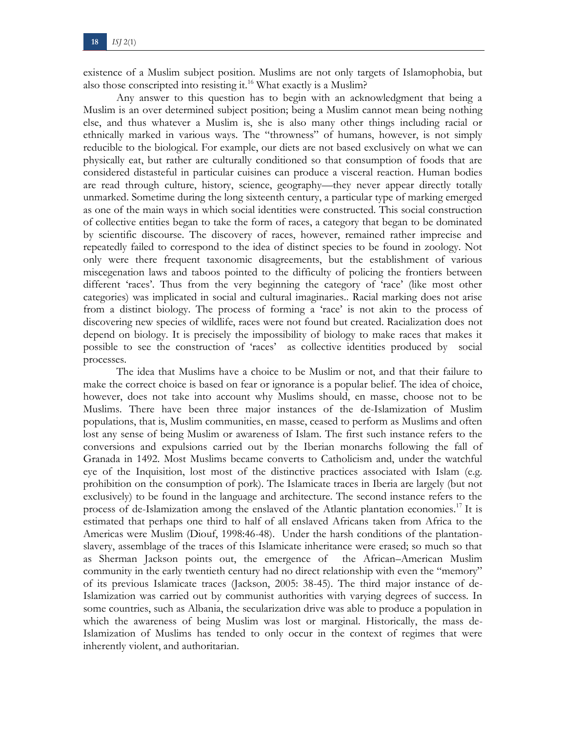existence of a Muslim subject position. Muslims are not only targets of Islamophobia, but also those conscripted into resisting it.[16] What exactly is a Muslim?

Any answer to this question has to begin with an acknowledgment that being a Muslim is an over determined subject position; being a Muslim cannot mean being nothing else, and thus whatever a Muslim is, she is also many other things including racial or ethnically marked in various ways. The "throwness" of humans, however, is not simply reducible to the biological. For example, our diets are not based exclusively on what we can physically eat, but rather are culturally conditioned so that consumption of foods that are considered distasteful in particular cuisines can produce a visceral reaction. Human bodies are read through culture, history, science, geography—they never appear directly totally unmarked. Sometime during the long sixteenth century, a particular type of marking emerged as one of the main ways in which social identities were constructed. This social construction of collective entities began to take the form of races, a category that began to be dominated by scientific discourse. The discovery of races, however, remained rather imprecise and repeatedly failed to correspond to the idea of distinct species to be found in zoology. Not only were there frequent taxonomic disagreements, but the establishment of various miscegenation laws and taboos pointed to the difficulty of policing the frontiers between different 'races'. Thus from the very beginning the category of 'race' (like most other categories) was implicated in social and cultural imaginaries.. Racial marking does not arise from a distinct biology. The process of forming a 'race' is not akin to the process of discovering new species of wildlife, races were not found but created. Racialization does not depend on biology. It is precisely the impossibility of biology to make races that makes it possible to see the construction of 'races' as collective identities produced by social processes.

The idea that Muslims have a choice to be Muslim or not, and that their failure to make the correct choice is based on fear or ignorance is a popular belief. The idea of choice, however, does not take into account why Muslims should, en masse, choose not to be Muslims. There have been three major instances of the de-Islamization of Muslim populations, that is, Muslim communities, en masse, ceased to perform as Muslims and often lost any sense of being Muslim or awareness of Islam. The first such instance refers to the conversions and expulsions carried out by the Iberian monarchs following the fall of Granada in 1492. Most Muslims became converts to Catholicism and, under the watchful eye of the Inquisition, lost most of the distinctive practices associated with Islam (e.g. prohibition on the consumption of pork). The Islamicate traces in Iberia are largely (but not exclusively) to be found in the language and architecture. The second instance refers to the process of de-Islamization among the enslaved of the Atlantic plantation economies.[17] It is estimated that perhaps one third to half of all enslaved Africans taken from Africa to the Americas were Muslim (Diouf, 1998:46-48). Under the harsh conditions of the plantation-slavery, assemblage of the traces of this Islamicate inheritance were erased; so much so that as Sherman Jackson points out, the emergence of the African–American Muslim community in the early twentieth century had no direct relationship with even the "memory" of its previous Islamicate traces (Jackson, 2005: 38-45). The third major instance of de-Islamization was carried out by communist authorities with varying degrees of success. In some countries, such as Albania, the secularization drive was able to produce a population in which the awareness of being Muslim was lost or marginal. Historically, the mass de-Islamization of Muslims has tended to only occur in the context of regimes that were inherently violent, and authoritarian.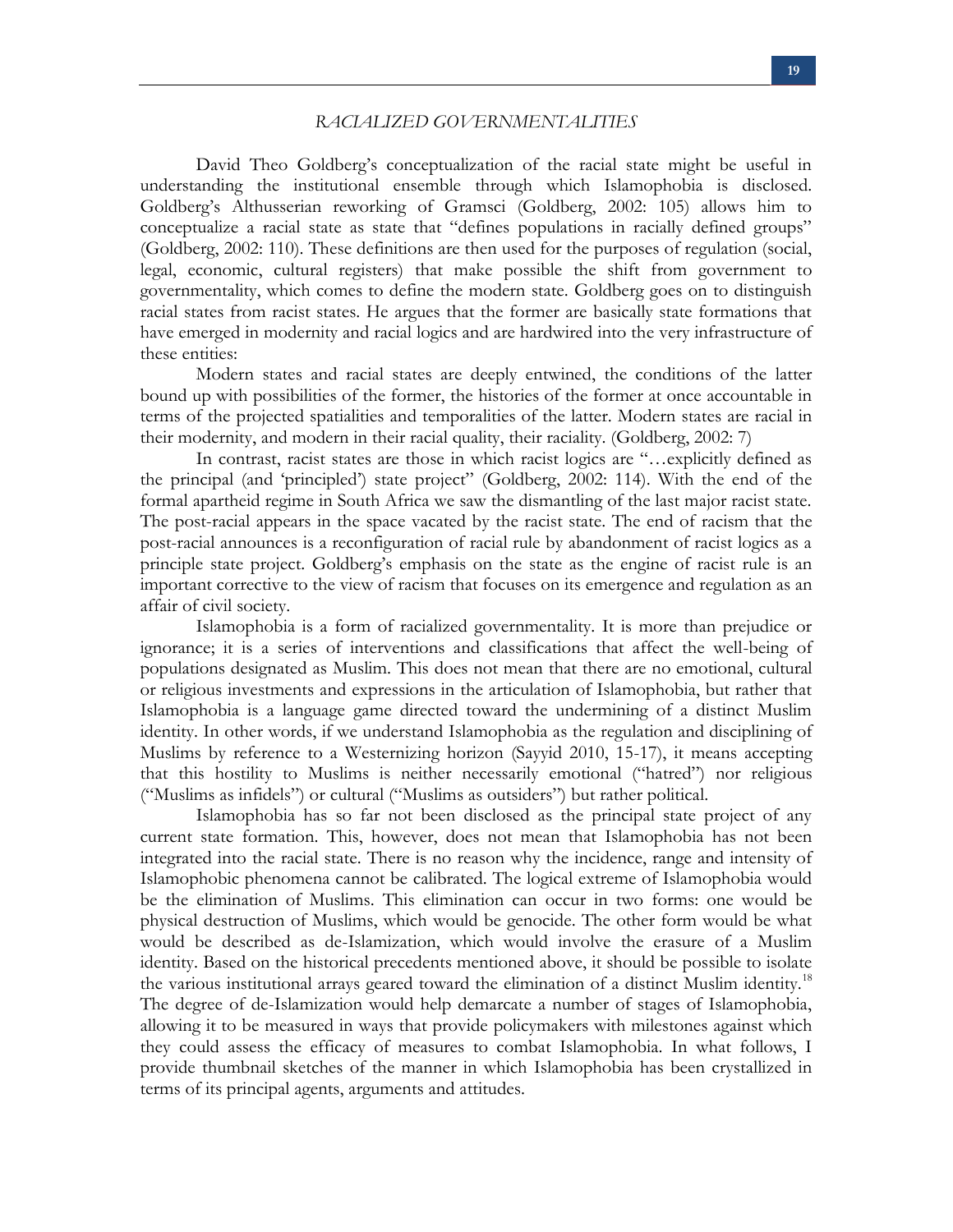## *RACIALIZED GOVERNMENTALITIES*

David Theo Goldberg's conceptualization of the racial state might be useful in understanding the institutional ensemble through which Islamophobia is disclosed. Goldberg's Althusserian reworking of Gramsci (Goldberg, 2002: 105) allows him to conceptualize a racial state as state that "defines populations in racially defined groups" (Goldberg, 2002: 110). These definitions are then used for the purposes of regulation (social, legal, economic, cultural registers) that make possible the shift from government to governmentality, which comes to define the modern state. Goldberg goes on to distinguish racial states from racist states. He argues that the former are basically state formations that have emerged in modernity and racial logics and are hardwired into the very infrastructure of these entities:

Modern states and racial states are deeply entwined, the conditions of the latter bound up with possibilities of the former, the histories of the former at once accountable in terms of the projected spatialities and temporalities of the latter. Modern states are racial in their modernity, and modern in their racial quality, their raciality. (Goldberg, 2002: 7)

In contrast, racist states are those in which racist logics are "…explicitly defined as the principal (and 'principled') state project" (Goldberg, 2002: 114). With the end of the formal apartheid regime in South Africa we saw the dismantling of the last major racist state. The post-racial appears in the space vacated by the racist state. The end of racism that the post-racial announces is a reconfiguration of racial rule by abandonment of racist logics as a principle state project. Goldberg's emphasis on the state as the engine of racist rule is an important corrective to the view of racism that focuses on its emergence and regulation as an affair of civil society.

Islamophobia is a form of racialized governmentality. It is more than prejudice or ignorance; it is a series of interventions and classifications that affect the well-being of populations designated as Muslim. This does not mean that there are no emotional, cultural or religious investments and expressions in the articulation of Islamophobia, but rather that Islamophobia is a language game directed toward the undermining of a distinct Muslim identity. In other words, if we understand Islamophobia as the regulation and disciplining of Muslims by reference to a Westernizing horizon (Sayyid 2010, 15-17), it means accepting that this hostility to Muslims is neither necessarily emotional ("hatred") nor religious ("Muslims as infidels") or cultural ("Muslims as outsiders") but rather political.

Islamophobia has so far not been disclosed as the principal state project of any current state formation. This, however, does not mean that Islamophobia has not been integrated into the racial state. There is no reason why the incidence, range and intensity of Islamophobic phenomena cannot be calibrated. The logical extreme of Islamophobia would be the elimination of Muslims. This elimination can occur in two forms: one would be physical destruction of Muslims, which would be genocide. The other form would be what would be described as de-Islamization, which would involve the erasure of a Muslim identity. Based on the historical precedents mentioned above, it should be possible to isolate the various institutional arrays geared toward the elimination of a distinct Muslim identity.[18] The degree of de-Islamization would help demarcate a number of stages of Islamophobia, allowing it to be measured in ways that provide policymakers with milestones against which they could assess the efficacy of measures to combat Islamophobia. In what follows, I provide thumbnail sketches of the manner in which Islamophobia has been crystallized in terms of its principal agents, arguments and attitudes.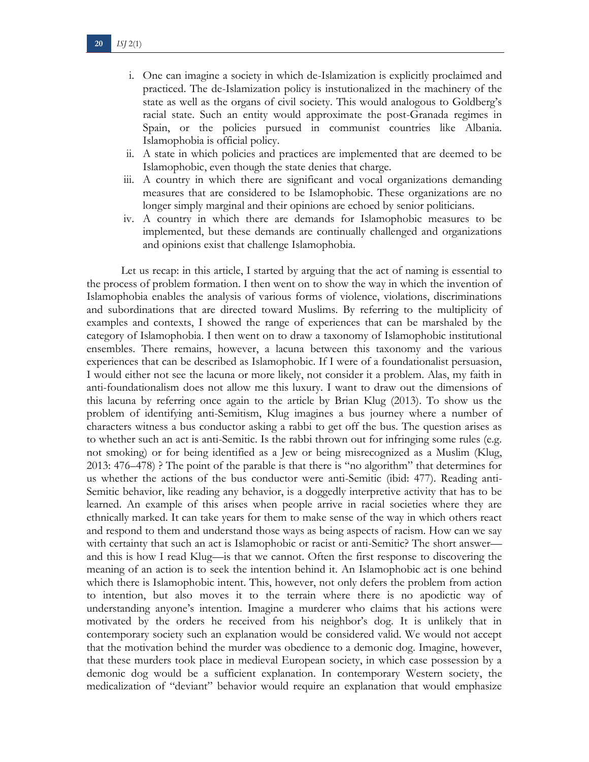i. One can imagine a society in which de-Islamization is explicitly proclaimed and practiced. The de-Islamization policy is instutionalized in the machinery of the state as well as the organs of civil society. This would analogous to Goldberg's racial state. Such an entity would approximate the post-Granada regimes in Spain, or the policies pursued in communist countries like Albania. Islamophobia is official policy.
ii. A state in which policies and practices are implemented that are deemed to be Islamophobic, even though the state denies that charge.
iii. A country in which there are significant and vocal organizations demanding measures that are considered to be Islamophobic. These organizations are no longer simply marginal and their opinions are echoed by senior politicians.
iv. A country in which there are demands for Islamophobic measures to be implemented, but these demands are continually challenged and organizations and opinions exist that challenge Islamophobia.

Let us recap: in this article, I started by arguing that the act of naming is essential to the process of problem formation. I then went on to show the way in which the invention of Islamophobia enables the analysis of various forms of violence, violations, discriminations and subordinations that are directed toward Muslims. By referring to the multiplicity of examples and contexts, I showed the range of experiences that can be marshaled by the category of Islamophobia. I then went on to draw a taxonomy of Islamophobic institutional ensembles. There remains, however, a lacuna between this taxonomy and the various experiences that can be described as Islamophobic. If I were of a foundationalist persuasion, I would either not see the lacuna or more likely, not consider it a problem. Alas, my faith in anti-foundationalism does not allow me this luxury. I want to draw out the dimensions of this lacuna by referring once again to the article by Brian Klug (2013). To show us the problem of identifying anti-Semitism, Klug imagines a bus journey where a number of characters witness a bus conductor asking a rabbi to get off the bus. The question arises as to whether such an act is anti-Semitic. Is the rabbi thrown out for infringing some rules (e.g. not smoking) or for being identified as a Jew or being misrecognized as a Muslim (Klug, 2013: 476–478) ? The point of the parable is that there is "no algorithm" that determines for us whether the actions of the bus conductor were anti-Semitic (ibid: 477). Reading anti-Semitic behavior, like reading any behavior, is a doggedly interpretive activity that has to be learned. An example of this arises when people arrive in racial societies where they are ethnically marked. It can take years for them to make sense of the way in which others react and respond to them and understand those ways as being aspects of racism. How can we say with certainty that such an act is Islamophobic or racist or anti-Semitic? The short answer—and this is how I read Klug—is that we cannot. Often the first response to discovering the meaning of an action is to seek the intention behind it. An Islamophobic act is one behind which there is Islamophobic intent. This, however, not only defers the problem from action to intention, but also moves it to the terrain where there is no apodictic way of understanding anyone's intention. Imagine a murderer who claims that his actions were motivated by the orders he received from his neighbor's dog. It is unlikely that in contemporary society such an explanation would be considered valid. We would not accept that the motivation behind the murder was obedience to a demonic dog. Imagine, however, that these murders took place in medieval European society, in which case possession by a demonic dog would be a sufficient explanation. In contemporary Western society, the medicalization of "deviant" behavior would require an explanation that would emphasize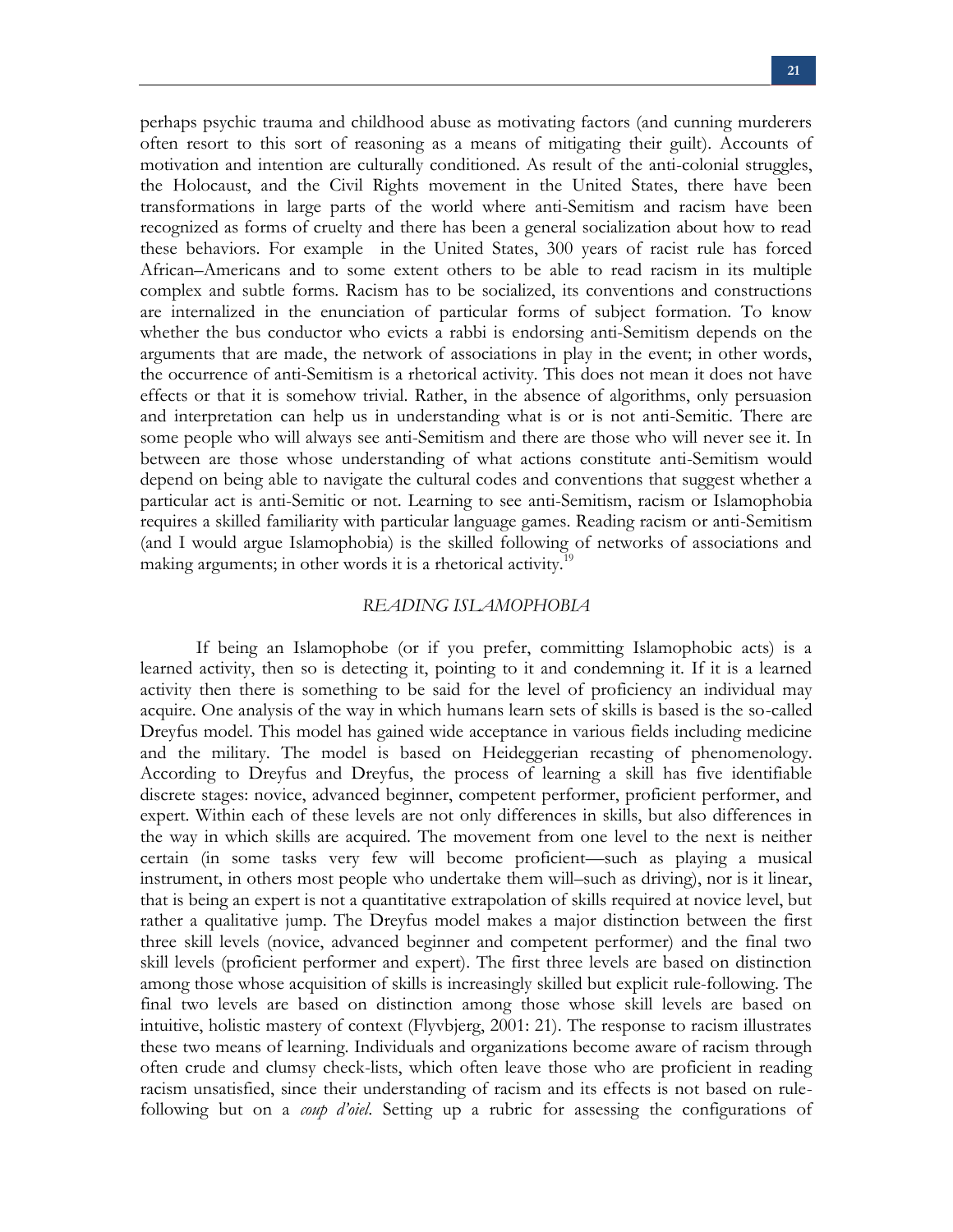perhaps psychic trauma and childhood abuse as motivating factors (and cunning murderers often resort to this sort of reasoning as a means of mitigating their guilt). Accounts of motivation and intention are culturally conditioned. As result of the anti-colonial struggles, the Holocaust, and the Civil Rights movement in the United States, there have been transformations in large parts of the world where anti-Semitism and racism have been recognized as forms of cruelty and there has been a general socialization about how to read these behaviors. For example in the United States, 300 years of racist rule has forced African–Americans and to some extent others to be able to read racism in its multiple complex and subtle forms. Racism has to be socialized, its conventions and constructions are internalized in the enunciation of particular forms of subject formation. To know whether the bus conductor who evicts a rabbi is endorsing anti-Semitism depends on the arguments that are made, the network of associations in play in the event; in other words, the occurrence of anti-Semitism is a rhetorical activity. This does not mean it does not have effects or that it is somehow trivial. Rather, in the absence of algorithms, only persuasion and interpretation can help us in understanding what is or is not anti-Semitic. There are some people who will always see anti-Semitism and there are those who will never see it. In between are those whose understanding of what actions constitute anti-Semitism would depend on being able to navigate the cultural codes and conventions that suggest whether a particular act is anti-Semitic or not. Learning to see anti-Semitism, racism or Islamophobia requires a skilled familiarity with particular language games. Reading racism or anti-Semitism (and I would argue Islamophobia) is the skilled following of networks of associations and making arguments; in other words it is a rhetorical activity.[19]

## *READING ISLAMOPHOBIA*

If being an Islamophobe (or if you prefer, committing Islamophobic acts) is a learned activity, then so is detecting it, pointing to it and condemning it. If it is a learned activity then there is something to be said for the level of proficiency an individual may acquire. One analysis of the way in which humans learn sets of skills is based is the so-called Dreyfus model. This model has gained wide acceptance in various fields including medicine and the military. The model is based on Heideggerian recasting of phenomenology. According to Dreyfus and Dreyfus, the process of learning a skill has five identifiable discrete stages: novice, advanced beginner, competent performer, proficient performer, and expert. Within each of these levels are not only differences in skills, but also differences in the way in which skills are acquired. The movement from one level to the next is neither certain (in some tasks very few will become proficient—such as playing a musical instrument, in others most people who undertake them will–such as driving), nor is it linear, that is being an expert is not a quantitative extrapolation of skills required at novice level, but rather a qualitative jump. The Dreyfus model makes a major distinction between the first three skill levels (novice, advanced beginner and competent performer) and the final two skill levels (proficient performer and expert). The first three levels are based on distinction among those whose acquisition of skills is increasingly skilled but explicit rule-following. The final two levels are based on distinction among those whose skill levels are based on intuitive, holistic mastery of context (Flyvbjerg, 2001: 21). The response to racism illustrates these two means of learning. Individuals and organizations become aware of racism through often crude and clumsy check-lists, which often leave those who are proficient in reading racism unsatisfied, since their understanding of racism and its effects is not based on rule-following but on a *coup d'oiel*. Setting up a rubric for assessing the configurations of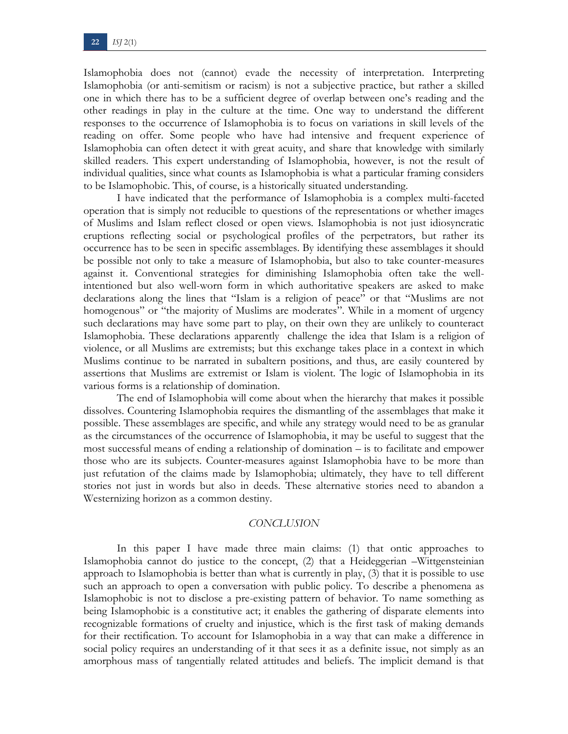Islamophobia does not (cannot) evade the necessity of interpretation. Interpreting Islamophobia (or anti-semitism or racism) is not a subjective practice, but rather a skilled one in which there has to be a sufficient degree of overlap between one's reading and the other readings in play in the culture at the time. One way to understand the different responses to the occurrence of Islamophobia is to focus on variations in skill levels of the reading on offer. Some people who have had intensive and frequent experience of Islamophobia can often detect it with great acuity, and share that knowledge with similarly skilled readers. This expert understanding of Islamophobia, however, is not the result of individual qualities, since what counts as Islamophobia is what a particular framing considers to be Islamophobic. This, of course, is a historically situated understanding.

I have indicated that the performance of Islamophobia is a complex multi-faceted operation that is simply not reducible to questions of the representations or whether images of Muslims and Islam reflect closed or open views. Islamophobia is not just idiosyncratic eruptions reflecting social or psychological profiles of the perpetrators, but rather its occurrence has to be seen in specific assemblages. By identifying these assemblages it should be possible not only to take a measure of Islamophobia, but also to take counter-measures against it. Conventional strategies for diminishing Islamophobia often take the well-intentioned but also well-worn form in which authoritative speakers are asked to make declarations along the lines that "Islam is a religion of peace" or that "Muslims are not homogenous" or "the majority of Muslims are moderates". While in a moment of urgency such declarations may have some part to play, on their own they are unlikely to counteract Islamophobia. These declarations apparently challenge the idea that Islam is a religion of violence, or all Muslims are extremists; but this exchange takes place in a context in which Muslims continue to be narrated in subaltern positions, and thus, are easily countered by assertions that Muslims are extremist or Islam is violent. The logic of Islamophobia in its various forms is a relationship of domination.

The end of Islamophobia will come about when the hierarchy that makes it possible dissolves. Countering Islamophobia requires the dismantling of the assemblages that make it possible. These assemblages are specific, and while any strategy would need to be as granular as the circumstances of the occurrence of Islamophobia, it may be useful to suggest that the most successful means of ending a relationship of domination – is to facilitate and empower those who are its subjects. Counter-measures against Islamophobia have to be more than just refutation of the claims made by Islamophobia; ultimately, they have to tell different stories not just in words but also in deeds. These alternative stories need to abandon a Westernizing horizon as a common destiny.

## *CONCLUSION*

In this paper I have made three main claims: (1) that ontic approaches to Islamophobia cannot do justice to the concept, (2) that a Heideggerian –Wittgensteinian approach to Islamophobia is better than what is currently in play, (3) that it is possible to use such an approach to open a conversation with public policy. To describe a phenomena as Islamophobic is not to disclose a pre-existing pattern of behavior. To name something as being Islamophobic is a constitutive act; it enables the gathering of disparate elements into recognizable formations of cruelty and injustice, which is the first task of making demands for their rectification. To account for Islamophobia in a way that can make a difference in social policy requires an understanding of it that sees it as a definite issue, not simply as an amorphous mass of tangentially related attitudes and beliefs. The implicit demand is that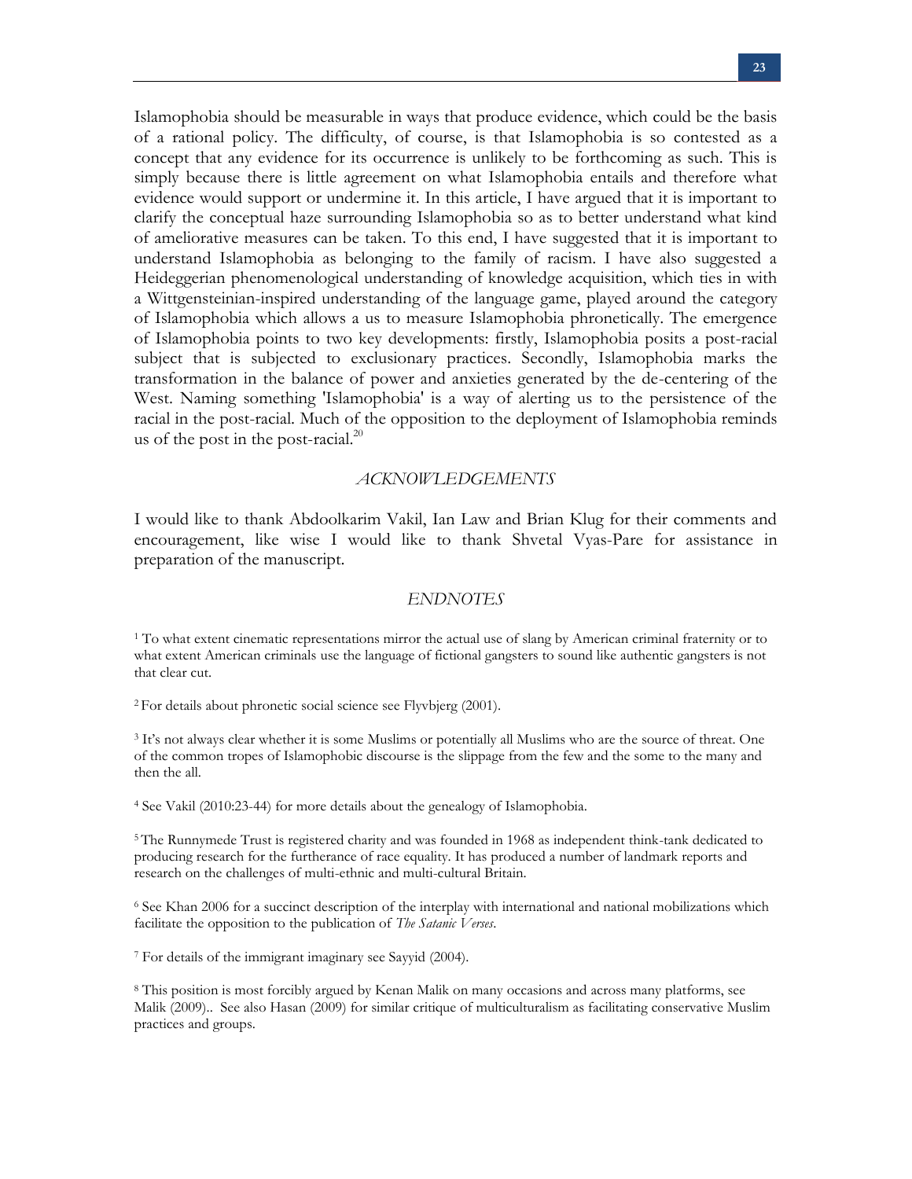Islamophobia should be measurable in ways that produce evidence, which could be the basis of a rational policy. The difficulty, of course, is that Islamophobia is so contested as a concept that any evidence for its occurrence is unlikely to be forthcoming as such. This is simply because there is little agreement on what Islamophobia entails and therefore what evidence would support or undermine it. In this article, I have argued that it is important to clarify the conceptual haze surrounding Islamophobia so as to better understand what kind of ameliorative measures can be taken. To this end, I have suggested that it is important to understand Islamophobia as belonging to the family of racism. I have also suggested a Heideggerian phenomenological understanding of knowledge acquisition, which ties in with a Wittgensteinian-inspired understanding of the language game, played around the category of Islamophobia which allows a us to measure Islamophobia phronetically. The emergence of Islamophobia points to two key developments: firstly, Islamophobia posits a post-racial subject that is subjected to exclusionary practices. Secondly, Islamophobia marks the transformation in the balance of power and anxieties generated by the de-centering of the West. Naming something 'Islamophobia' is a way of alerting us to the persistence of the racial in the post-racial. Much of the opposition to the deployment of Islamophobia reminds us of the post in the post-racial.[20]

## *ACKNOWLEDGEMENTS*

I would like to thank Abdoolkarim Vakil, Ian Law and Brian Klug for their comments and encouragement, like wise I would like to thank Shvetal Vyas-Pare for assistance in preparation of the manuscript.

## *ENDNOTES*

[1] To what extent cinematic representations mirror the actual use of slang by American criminal fraternity or to what extent American criminals use the language of fictional gangsters to sound like authentic gangsters is not that clear cut.

[2] For details about phronetic social science see Flyvbjerg (2001).

[3] It's not always clear whether it is some Muslims or potentially all Muslims who are the source of threat. One of the common tropes of Islamophobic discourse is the slippage from the few and the some to the many and then the all.

[4] See Vakil (2010:23-44) for more details about the genealogy of Islamophobia.

[5] The Runnymede Trust is registered charity and was founded in 1968 as independent think-tank dedicated to producing research for the furtherance of race equality. It has produced a number of landmark reports and research on the challenges of multi-ethnic and multi-cultural Britain.

[6] See Khan 2006 for a succinct description of the interplay with international and national mobilizations which facilitate the opposition to the publication of *The Satanic Verses*.

[7] For details of the immigrant imaginary see Sayyid (2004).

[8] This position is most forcibly argued by Kenan Malik on many occasions and across many platforms, see Malik (2009).. See also Hasan (2009) for similar critique of multiculturalism as facilitating conservative Muslim practices and groups.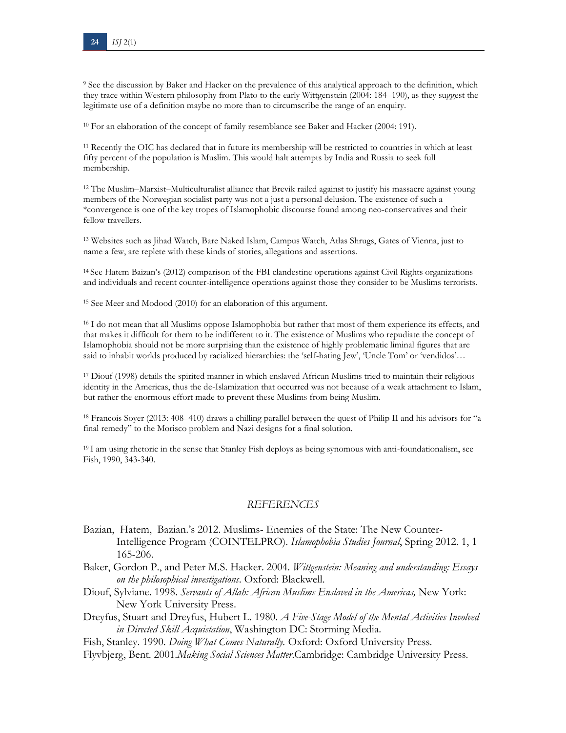[9] See the discussion by Baker and Hacker on the prevalence of this analytical approach to the definition, which they trace within Western philosophy from Plato to the early Wittgenstein (2004: 184–190), as they suggest the legitimate use of a definition maybe no more than to circumscribe the range of an enquiry.

[10] For an elaboration of the concept of family resemblance see Baker and Hacker (2004: 191).

[11] Recently the OIC has declared that in future its membership will be restricted to countries in which at least fifty percent of the population is Muslim. This would halt attempts by India and Russia to seek full membership.

[12] The Muslim–Marxist–Multiculturalist alliance that Brevik railed against to justify his massacre against young members of the Norwegian socialist party was not a just a personal delusion. The existence of such a *convergence is one of the key tropes of Islamophobic discourse found among neo-conservatives and their fellow travellers.

[13] Websites such as Jihad Watch, Bare Naked Islam, Campus Watch, Atlas Shrugs, Gates of Vienna, just to name a few, are replete with these kinds of stories, allegations and assertions.

[14] See Hatem Baizan's (2012) comparison of the FBI clandestine operations against Civil Rights organizations and individuals and recent counter-intelligence operations against those they consider to be Muslims terrorists.

[15] See Meer and Modood (2010) for an elaboration of this argument.

[16] I do not mean that all Muslims oppose Islamophobia but rather that most of them experience its effects, and that makes it difficult for them to be indifferent to it. The existence of Muslims who repudiate the concept of Islamophobia should not be more surprising than the existence of highly problematic liminal figures that are said to inhabit worlds produced by racialized hierarchies: the 'self-hating Jew', 'Uncle Tom' or 'vendidos'…

[17] Diouf (1998) details the spirited manner in which enslaved African Muslims tried to maintain their religious identity in the Americas, thus the de-Islamization that occurred was not because of a weak attachment to Islam, but rather the enormous effort made to prevent these Muslims from being Muslim.

[18] Francois Soyer (2013: 408–410) draws a chilling parallel between the quest of Philip II and his advisors for "a final remedy" to the Morisco problem and Nazi designs for a final solution.

[19] I am using rhetoric in the sense that Stanley Fish deploys as being synomous with anti-foundationalism, see Fish, 1990, 343-340.

## REFERENCES

Bazian, Hatem, Bazian.'s 2012. Muslims- Enemies of the State: The New Counter-Intelligence Program (COINTELPRO). *Islamophobia Studies Journal*, Spring 2012. 1, 1 165-206.

Baker, Gordon P., and Peter M.S. Hacker. 2004. *Wittgenstein: Meaning and understanding: Essays on the philosophical investigations*. Oxford: Blackwell.

Diouf, Sylviane. 1998. *Servants of Allah: African Muslims Enslaved in the Americas,* New York: New York University Press.

Dreyfus, Stuart and Dreyfus, Hubert L. 1980. *A Five-Stage Model of the Mental Activities Involved in Directed Skill Acquistation*, Washington DC: Storming Media.

Fish, Stanley. 1990. *Doing What Comes Naturally.* Oxford: Oxford University Press.

Flyvbjerg, Bent. 2001.*Making Social Sciences Matter*.Cambridge: Cambridge University Press.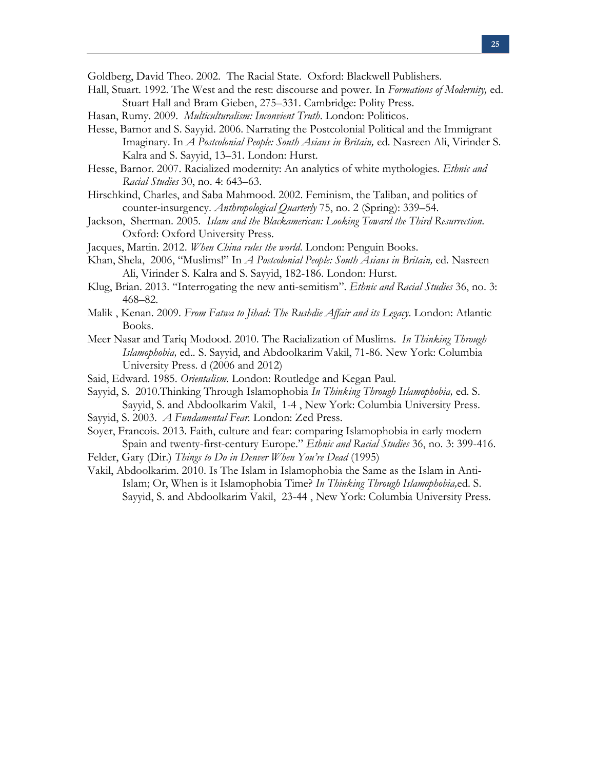Goldberg, David Theo. 2002. The Racial State. Oxford: Blackwell Publishers.

Hall, Stuart. 1992. The West and the rest: discourse and power. In *Formations of Modernity,* ed. Stuart Hall and Bram Gieben, 275–331. Cambridge: Polity Press.

Hasan, Rumy. 2009. *Multiculturalism: Inconvient Truth*. London: Politicos.

Hesse, Barnor and S. Sayyid. 2006. Narrating the Postcolonial Political and the Immigrant Imaginary. In *A Postcolonial People: South Asians in Britain,* ed. Nasreen Ali, Virinder S. Kalra and S. Sayyid, 13–31. London: Hurst.

Hesse, Barnor. 2007. Racialized modernity: An analytics of white mythologies. *Ethnic and Racial Studies* 30, no. 4: 643–63.

Hirschkind, Charles, and Saba Mahmood. 2002. Feminism, the Taliban, and politics of counter-insurgency. *Anthropological Quarterly* 75, no. 2 (Spring): 339–54.

Jackson, Sherman. 2005. *Islam and the Blackamerican: Looking Toward the Third Resurrection*. Oxford: Oxford University Press.

Jacques, Martin. 2012. *When China rules the world*. London: Penguin Books.

Khan, Shela, 2006, "Muslims!" In *A Postcolonial People: South Asians in Britain,* ed. Nasreen Ali, Virinder S. Kalra and S. Sayyid, 182-186. London: Hurst.

Klug, Brian. 2013. "Interrogating the new anti-semitism". *Ethnic and Racial Studies* 36, no. 3: 468–82.

Malik , Kenan. 2009. *From Fatwa to Jihad: The Rushdie Affair and its Legacy*. London: Atlantic Books.

Meer Nasar and Tariq Modood. 2010. The Racialization of Muslims. *In Thinking Through Islamophobia,* ed.. S. Sayyid, and Abdoolkarim Vakil, 71-86. New York: Columbia University Press. d (2006 and 2012)

Said, Edward. 1985. *Orientalism*. London: Routledge and Kegan Paul.

Sayyid, S. 2010.Thinking Through Islamophobia *In Thinking Through Islamophobia,* ed. S. Sayyid, S. and Abdoolkarim Vakil, 1-4 , New York: Columbia University Press.

Sayyid, S. 2003. *A Fundamental Fear.* London: Zed Press.

Soyer, Francois. 2013. Faith, culture and fear: comparing Islamophobia in early modern Spain and twenty-first-century Europe." *Ethnic and Racial Studies* 36, no. 3: 399-416.

Felder, Gary (Dir.) *Things to Do in Denver When You're Dead* (1995)

Vakil, Abdoolkarim. 2010. Is The Islam in Islamophobia the Same as the Islam in Anti-Islam; Or, When is it Islamophobia Time? *In Thinking Through Islamophobia,*ed. S. Sayyid, S. and Abdoolkarim Vakil, 23-44 , New York: Columbia University Press.